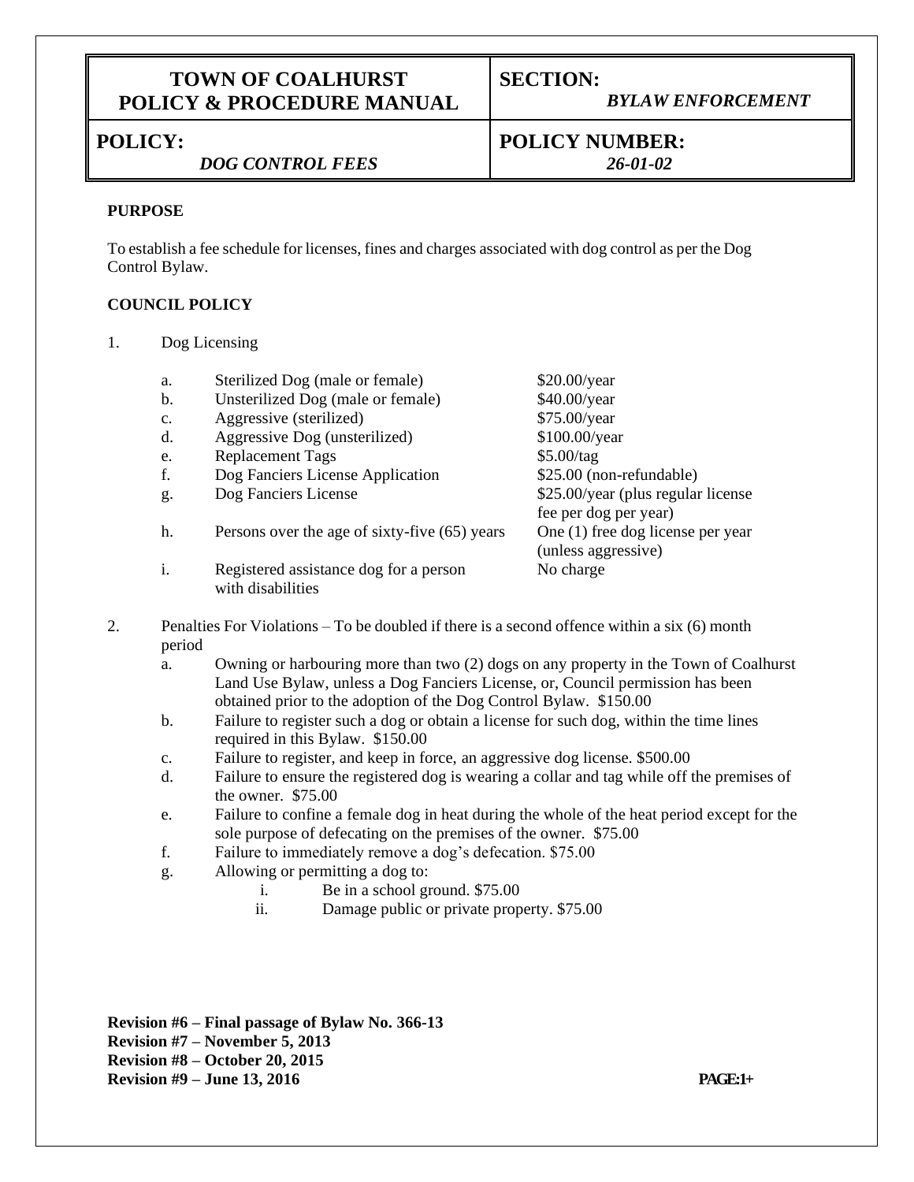| TOWN OF COALHURST POLICY & PROCEDURE MANUAL | SECTION: *BYLAW ENFORCEMENT* |
|---|---|
| **POLICY:** *DOG CONTROL FEES* | **POLICY NUMBER:** *26-01-02* |

**PURPOSE**

To establish a fee schedule for licenses, fines and charges associated with dog control as per the Dog Control Bylaw.

**COUNCIL POLICY**

1. Dog Licensing

| | | |
|---|---|---|
| a. | Sterilized Dog (male or female) | $20.00/year |
| b. | Unsterilized Dog (male or female) | $40.00/year |
| c. | Aggressive (sterilized) | $75.00/year |
| d. | Aggressive Dog (unsterilized) | $100.00/year |
| e. | Replacement Tags | $5.00/tag |
| f. | Dog Fanciers License Application | $25.00 (non-refundable) |
| g. | Dog Fanciers License | $25.00/year (plus regular license fee per dog per year) |
| h. | Persons over the age of sixty-five (65) years | One (1) free dog license per year (unless aggressive) |
| i. | Registered assistance dog for a person with disabilities | No charge |

2. Penalties For Violations – To be doubled if there is a second offence within a six (6) month period
   - a. Owning or harbouring more than two (2) dogs on any property in the Town of Coalhurst Land Use Bylaw, unless a Dog Fanciers License, or, Council permission has been obtained prior to the adoption of the Dog Control Bylaw. $150.00
   - b. Failure to register such a dog or obtain a license for such dog, within the time lines required in this Bylaw. $150.00
   - c. Failure to register, and keep in force, an aggressive dog license. $500.00
   - d. Failure to ensure the registered dog is wearing a collar and tag while off the premises of the owner. $75.00
   - e. Failure to confine a female dog in heat during the whole of the heat period except for the sole purpose of defecating on the premises of the owner. $75.00
   - f. Failure to immediately remove a dog's defecation. $75.00
   - g. Allowing or permitting a dog to:
     - i. Be in a school ground. $75.00
     - ii. Damage public or private property. $75.00

**Revision #6 – Final passage of Bylaw No. 366-13**
**Revision #7 – November 5, 2013**
**Revision #8 – October 20, 2015**
**Revision #9 – June 13, 2016**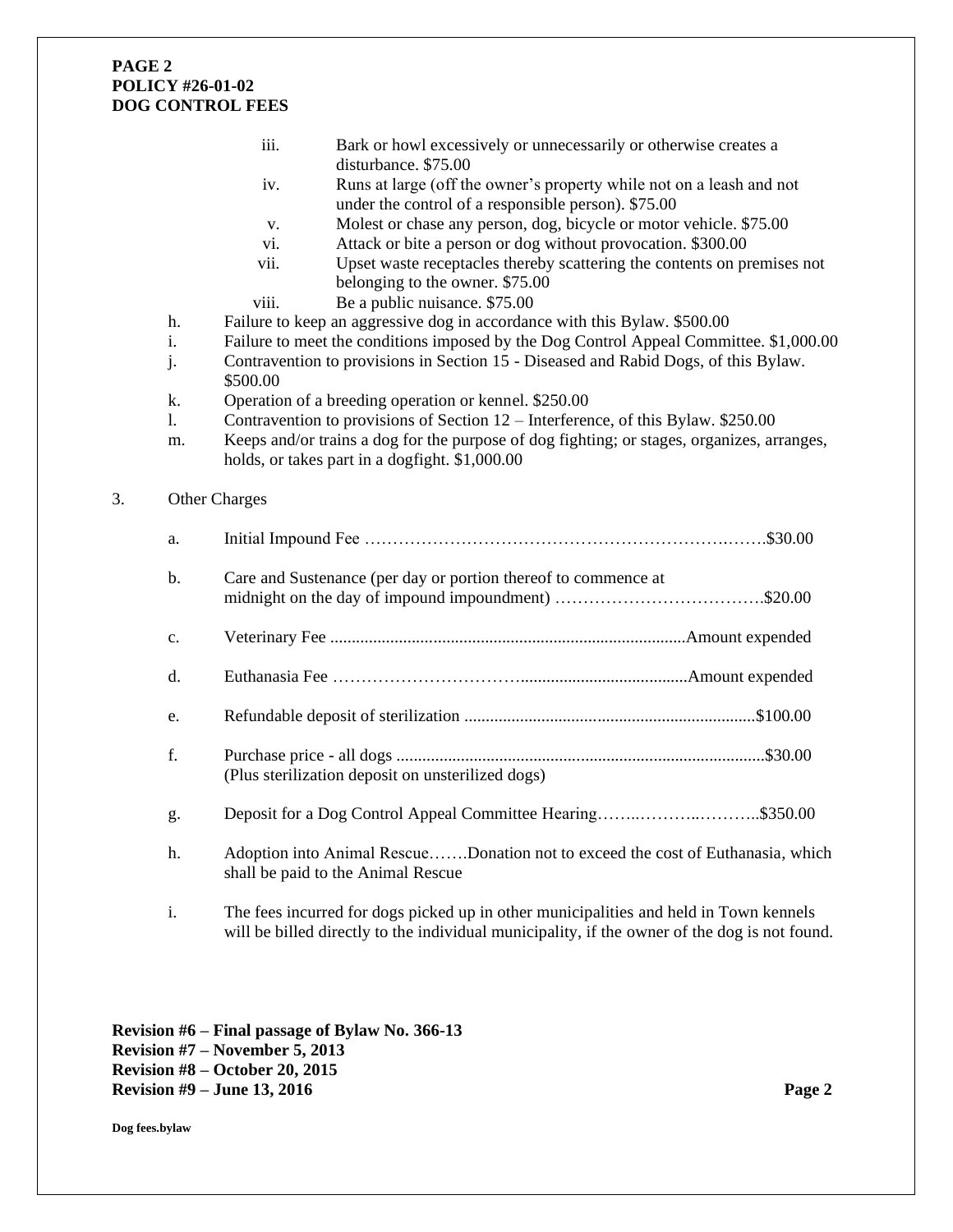iii. Bark or howl excessively or unnecessarily or otherwise creates a disturbance. $75.00

iv. Runs at large (off the owner's property while not on a leash and not under the control of a responsible person). $75.00

v. Molest or chase any person, dog, bicycle or motor vehicle. $75.00

vi. Attack or bite a person or dog without provocation. $300.00

vii. Upset waste receptacles thereby scattering the contents on premises not belonging to the owner. $75.00

viii. Be a public nuisance. $75.00

h. Failure to keep an aggressive dog in accordance with this Bylaw. $500.00

i. Failure to meet the conditions imposed by the Dog Control Appeal Committee. $1,000.00

j. Contravention to provisions in Section 15 - Diseased and Rabid Dogs, of this Bylaw. $500.00

k. Operation of a breeding operation or kennel. $250.00

l. Contravention to provisions of Section 12 – Interference, of this Bylaw. $250.00

m. Keeps and/or trains a dog for the purpose of dog fighting; or stages, organizes, arranges, holds, or takes part in a dogfight. $1,000.00

3. Other Charges

a. Initial Impound Fee ……………………………………………………….…….$30.00

b. Care and Sustenance (per day or portion thereof to commence at midnight on the day of impound impoundment) ……………………………….$20.00

c. Veterinary Fee ..................................................................................Amount expended

d. Euthanasia Fee …………………………........................................Amount expended

e. Refundable deposit of sterilization ....................................................................$100.00

f. Purchase price - all dogs ......................................................................................$30.00
(Plus sterilization deposit on unsterilized dogs)

g. Deposit for a Dog Control Appeal Committee Hearing……..………..………..$350.00

h. Adoption into Animal Rescue…….Donation not to exceed the cost of Euthanasia, which shall be paid to the Animal Rescue

i. The fees incurred for dogs picked up in other municipalities and held in Town kennels will be billed directly to the individual municipality, if the owner of the dog is not found.

**Revision #6 – Final passage of Bylaw No. 366-13**
**Revision #7 – November 5, 2013**
**Revision #8 – October 20, 2015**
**Revision #9 – June 13, 2016**